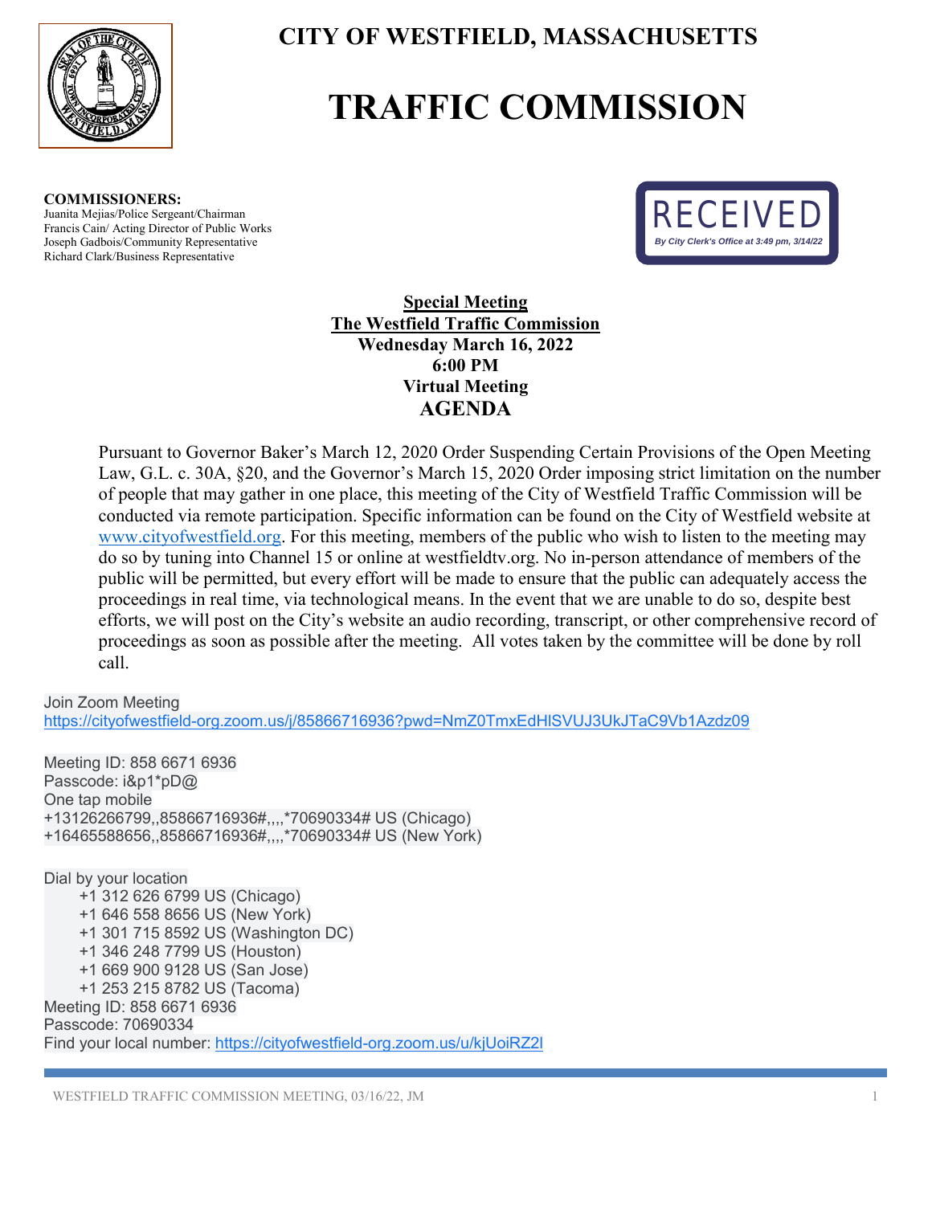# CITY OF WESTFIELD, MASSACHUSETTS

# TRAFFIC COMMISSION

**COMMISSIONERS:**
Juanita Mejias/Police Sergeant/Chairman
Francis Cain/ Acting Director of Public Works
Joseph Gadbois/Community Representative
Richard Clark/Business Representative

RECEIVED
*By City Clerk's Office at 3:49 pm, 3/14/22*

**Special Meeting**
**The Westfield Traffic Commission**
**Wednesday March 16, 2022**
**6:00 PM**
**Virtual Meeting**
**AGENDA**

Pursuant to Governor Baker's March 12, 2020 Order Suspending Certain Provisions of the Open Meeting Law, G.L. c. 30A, §20, and the Governor's March 15, 2020 Order imposing strict limitation on the number of people that may gather in one place, this meeting of the City of Westfield Traffic Commission will be conducted via remote participation. Specific information can be found on the City of Westfield website at www.cityofwestfield.org. For this meeting, members of the public who wish to listen to the meeting may do so by tuning into Channel 15 or online at westfieldtv.org. No in-person attendance of members of the public will be permitted, but every effort will be made to ensure that the public can adequately access the proceedings in real time, via technological means. In the event that we are unable to do so, despite best efforts, we will post on the City's website an audio recording, transcript, or other comprehensive record of proceedings as soon as possible after the meeting. All votes taken by the committee will be done by roll call.

Join Zoom Meeting
https://cityofwestfield-org.zoom.us/j/85866716936?pwd=NmZ0TmxEdHlSVUJ3UkJTaC9Vb1Azdz09

Meeting ID: 858 6671 6936
Passcode: i&p1*pD@
One tap mobile
+13126266799,,85866716936#,,,,*70690334# US (Chicago)
+16465588656,,85866716936#,,,,*70690334# US (New York)

Dial by your location
- +1 312 626 6799 US (Chicago)
- +1 646 558 8656 US (New York)
- +1 301 715 8592 US (Washington DC)
- +1 346 248 7799 US (Houston)
- +1 669 900 9128 US (San Jose)
- +1 253 215 8782 US (Tacoma)

Meeting ID: 858 6671 6936
Passcode: 70690334
Find your local number: https://cityofwestfield-org.zoom.us/u/kjUoiRZ2l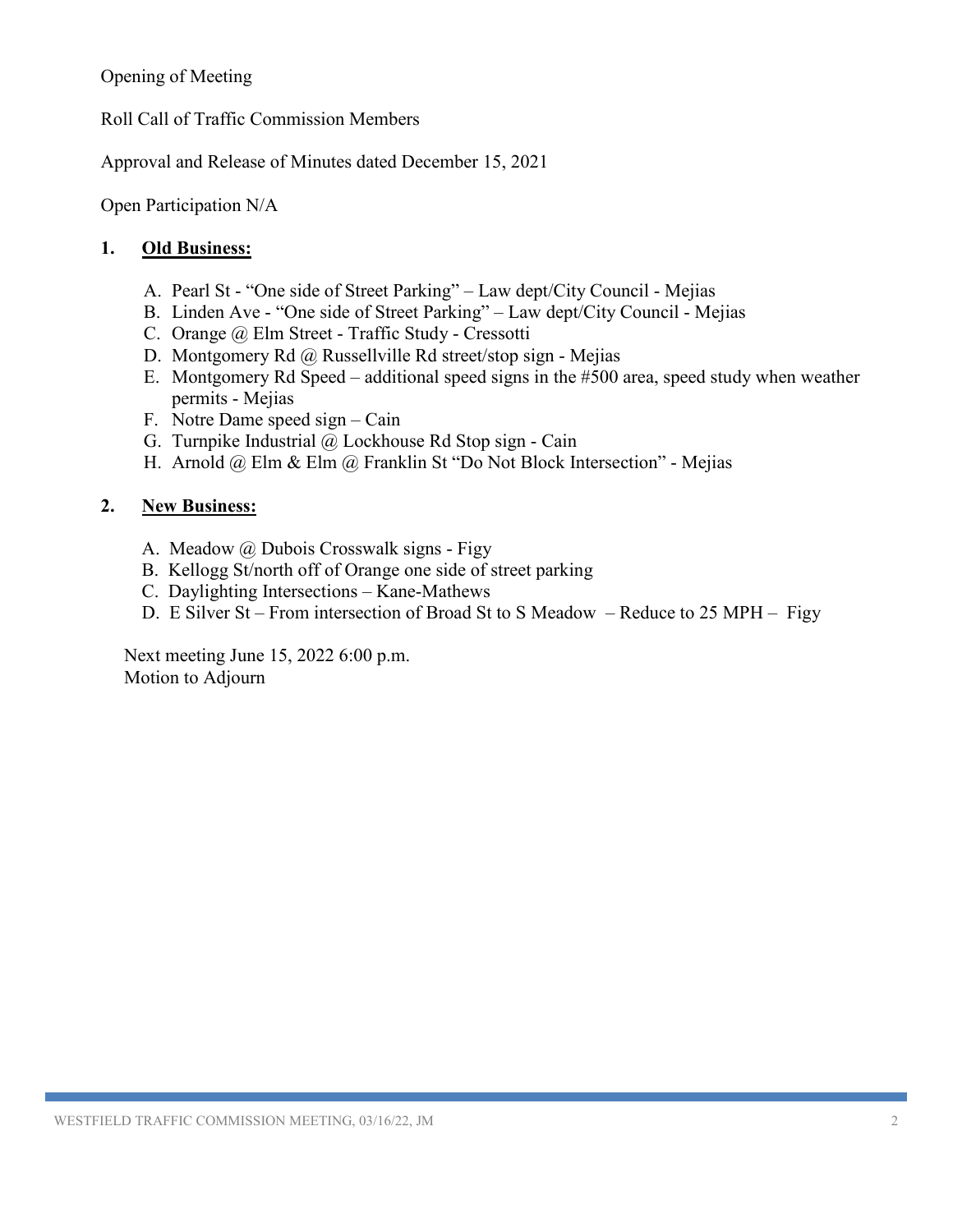Opening of Meeting

Roll Call of Traffic Commission Members

Approval and Release of Minutes dated December 15, 2021

Open Participation N/A

1. **Old Business:**

   A. Pearl St - "One side of Street Parking" – Law dept/City Council - Mejias
   B. Linden Ave - "One side of Street Parking" – Law dept/City Council - Mejias
   C. Orange @ Elm Street - Traffic Study - Cressotti
   D. Montgomery Rd @ Russellville Rd street/stop sign - Mejias
   E. Montgomery Rd Speed – additional speed signs in the #500 area, speed study when weather permits - Mejias
   F. Notre Dame speed sign – Cain
   G. Turnpike Industrial @ Lockhouse Rd Stop sign - Cain
   H. Arnold @ Elm & Elm @ Franklin St "Do Not Block Intersection" - Mejias

2. **New Business:**

   A. Meadow @ Dubois Crosswalk signs - Figy
   B. Kellogg St/north off of Orange one side of street parking
   C. Daylighting Intersections – Kane-Mathews
   D. E Silver St – From intersection of Broad St to S Meadow – Reduce to 25 MPH – Figy

Next meeting June 15, 2022 6:00 p.m.
Motion to Adjourn